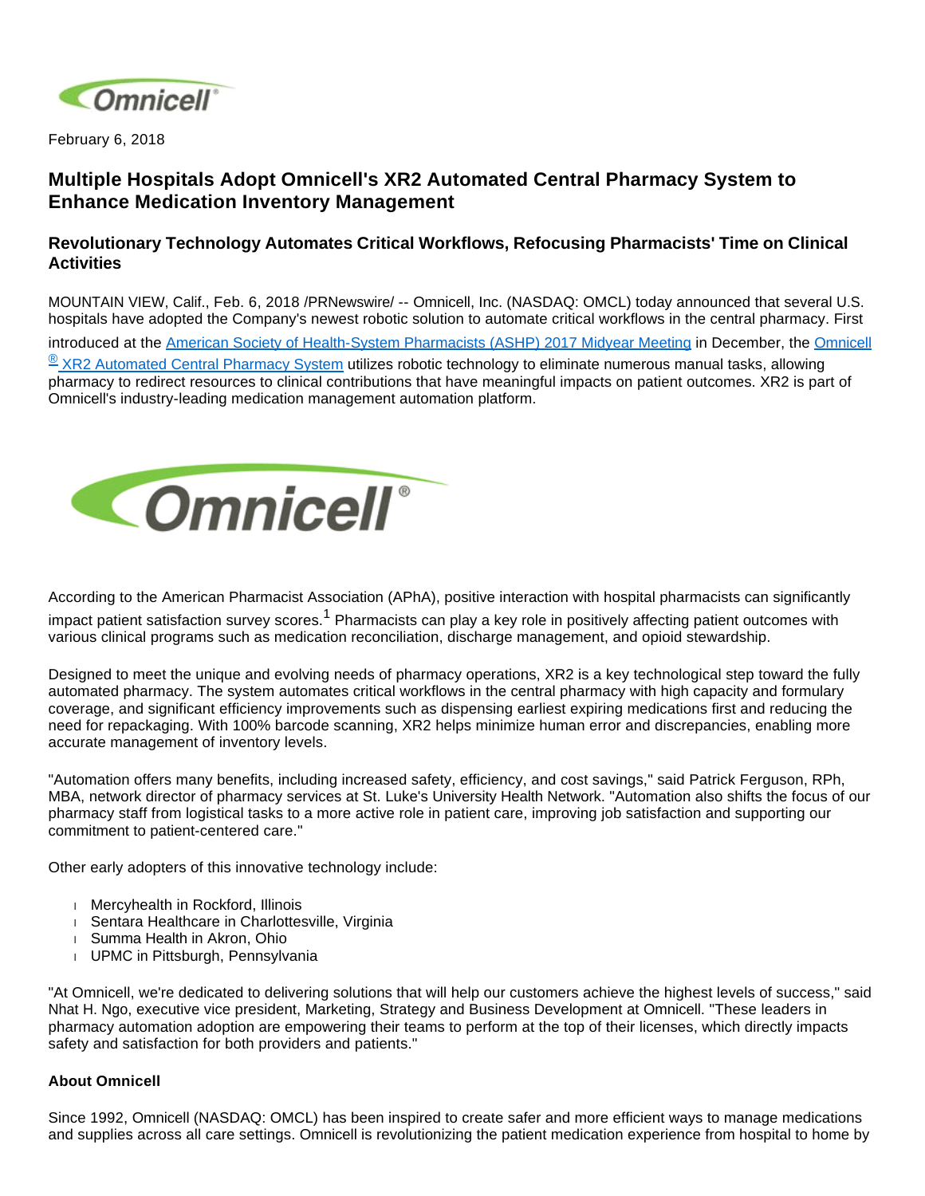February 6, 2018

# Multiple Hospitals Adopt Omnicell's XR2 Automated Central Pharmacy System to Enhance Medication Inventory Management

## Revolutionary Technology Automates Critical Workflows, Refocusing Pharmacists' Time on Clinical Activities

MOUNTAIN VIEW, Calif., Feb. 6, 2018 /PRNewswire/ -- Omnicell, Inc. (NASDAQ: OMCL) today announced that several U.S. hospitals have adopted the Company's newest robotic solution to automate critical workflows in the central pharmacy. First introduced at the American Society of Health-System Pharmacists (ASHP) 2017 Midyear Meeting in December, the Omnicell® XR2 Automated Central Pharmacy System utilizes robotic technology to eliminate numerous manual tasks, allowing pharmacy to redirect resources to clinical contributions that have meaningful impacts on patient outcomes. XR2 is part of Omnicell's industry-leading medication management automation platform.

According to the American Pharmacist Association (APhA), positive interaction with hospital pharmacists can significantly impact patient satisfaction survey scores.[1] Pharmacists can play a key role in positively affecting patient outcomes with various clinical programs such as medication reconciliation, discharge management, and opioid stewardship.

Designed to meet the unique and evolving needs of pharmacy operations, XR2 is a key technological step toward the fully automated pharmacy. The system automates critical workflows in the central pharmacy with high capacity and formulary coverage, and significant efficiency improvements such as dispensing earliest expiring medications first and reducing the need for repackaging. With 100% barcode scanning, XR2 helps minimize human error and discrepancies, enabling more accurate management of inventory levels.

"Automation offers many benefits, including increased safety, efficiency, and cost savings," said Patrick Ferguson, RPh, MBA, network director of pharmacy services at St. Luke's University Health Network. "Automation also shifts the focus of our pharmacy staff from logistical tasks to a more active role in patient care, improving job satisfaction and supporting our commitment to patient-centered care."

Other early adopters of this innovative technology include:

- Mercyhealth in Rockford, Illinois
- Sentara Healthcare in Charlottesville, Virginia
- Summa Health in Akron, Ohio
- UPMC in Pittsburgh, Pennsylvania

"At Omnicell, we're dedicated to delivering solutions that will help our customers achieve the highest levels of success," said Nhat H. Ngo, executive vice president, Marketing, Strategy and Business Development at Omnicell. "These leaders in pharmacy automation adoption are empowering their teams to perform at the top of their licenses, which directly impacts safety and satisfaction for both providers and patients."

**About Omnicell**

Since 1992, Omnicell (NASDAQ: OMCL) has been inspired to create safer and more efficient ways to manage medications and supplies across all care settings. Omnicell is revolutionizing the patient medication experience from hospital to home by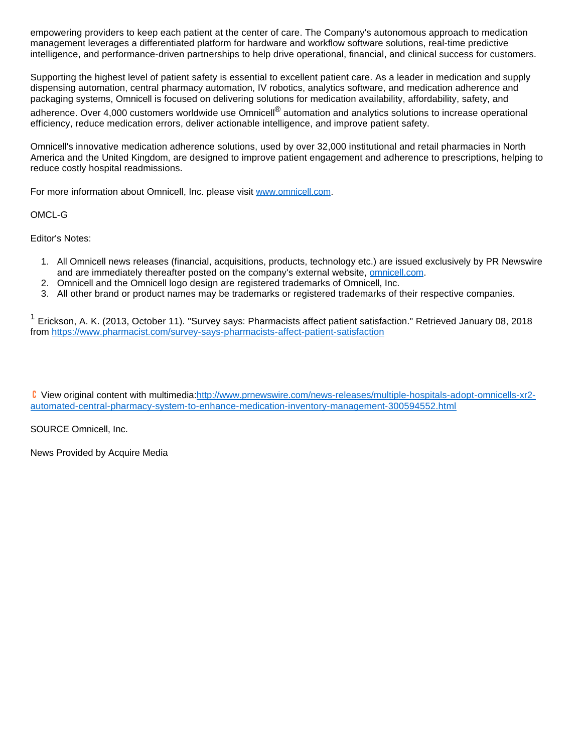empowering providers to keep each patient at the center of care. The Company's autonomous approach to medication management leverages a differentiated platform for hardware and workflow software solutions, real-time predictive intelligence, and performance-driven partnerships to help drive operational, financial, and clinical success for customers.

Supporting the highest level of patient safety is essential to excellent patient care. As a leader in medication and supply dispensing automation, central pharmacy automation, IV robotics, analytics software, and medication adherence and packaging systems, Omnicell is focused on delivering solutions for medication availability, affordability, safety, and adherence. Over 4,000 customers worldwide use Omnicell® automation and analytics solutions to increase operational efficiency, reduce medication errors, deliver actionable intelligence, and improve patient safety.

Omnicell's innovative medication adherence solutions, used by over 32,000 institutional and retail pharmacies in North America and the United Kingdom, are designed to improve patient engagement and adherence to prescriptions, helping to reduce costly hospital readmissions.

For more information about Omnicell, Inc. please visit [www.omnicell.com](http://www.omnicell.com).

OMCL-G

Editor's Notes:

1. All Omnicell news releases (financial, acquisitions, products, technology etc.) are issued exclusively by PR Newswire and are immediately thereafter posted on the company's external website, [omnicell.com](http://omnicell.com).
2. Omnicell and the Omnicell logo design are registered trademarks of Omnicell, Inc.
3. All other brand or product names may be trademarks or registered trademarks of their respective companies.

[1] Erickson, A. K. (2013, October 11). "Survey says: Pharmacists affect patient satisfaction." Retrieved January 08, 2018 from https://www.pharmacist.com/survey-says-pharmacists-affect-patient-satisfaction

View original content with multimedia:http://www.prnewswire.com/news-releases/multiple-hospitals-adopt-omnicells-xr2-automated-central-pharmacy-system-to-enhance-medication-inventory-management-300594552.html

SOURCE Omnicell, Inc.

News Provided by Acquire Media